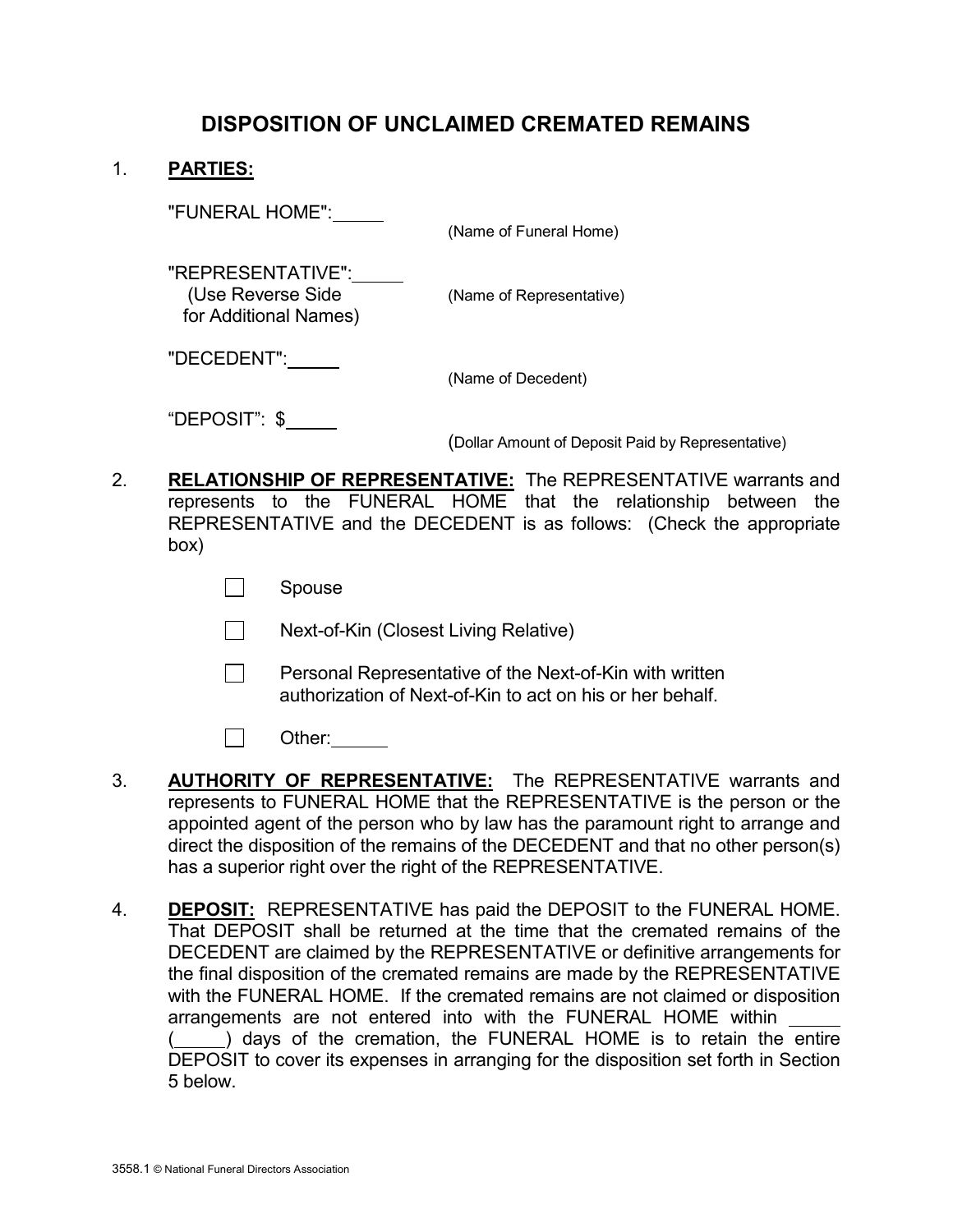# DISPOSITION OF UNCLAIMED CREMATED REMAINS

1. **PARTIES:**

   "FUNERAL HOME": _____
   (Name of Funeral Home)

   "REPRESENTATIVE": _____
   (Use Reverse Side for Additional Names)
   (Name of Representative)

   "DECEDENT": _____
   (Name of Decedent)

   "DEPOSIT": $ _____
   (Dollar Amount of Deposit Paid by Representative)

2. **RELATIONSHIP OF REPRESENTATIVE:** The REPRESENTATIVE warrants and represents to the FUNERAL HOME that the relationship between the REPRESENTATIVE and the DECEDENT is as follows: (Check the appropriate box)

   - ☐ Spouse
   - ☐ Next-of-Kin (Closest Living Relative)
   - ☐ Personal Representative of the Next-of-Kin with written authorization of Next-of-Kin to act on his or her behalf.
   - ☐ Other: _____

3. **AUTHORITY OF REPRESENTATIVE:** The REPRESENTATIVE warrants and represents to FUNERAL HOME that the REPRESENTATIVE is the person or the appointed agent of the person who by law has the paramount right to arrange and direct the disposition of the remains of the DECEDENT and that no other person(s) has a superior right over the right of the REPRESENTATIVE.

4. **DEPOSIT:** REPRESENTATIVE has paid the DEPOSIT to the FUNERAL HOME. That DEPOSIT shall be returned at the time that the cremated remains of the DECEDENT are claimed by the REPRESENTATIVE or definitive arrangements for the final disposition of the cremated remains are made by the REPRESENTATIVE with the FUNERAL HOME. If the cremated remains are not claimed or disposition arrangements are not entered into with the FUNERAL HOME within _____ (_____) days of the cremation, the FUNERAL HOME is to retain the entire DEPOSIT to cover its expenses in arranging for the disposition set forth in Section 5 below.

3558.1 © National Funeral Directors Association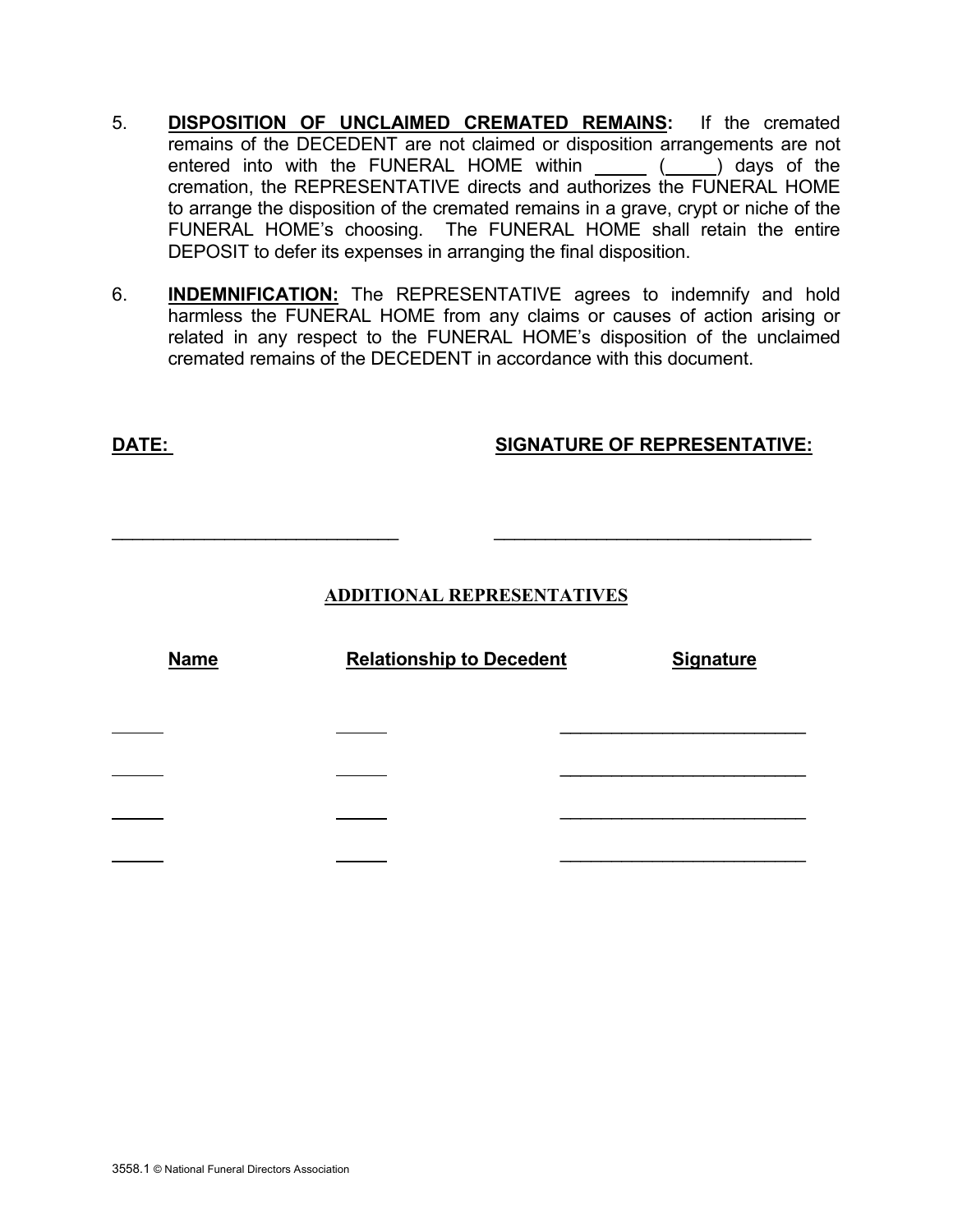5. **DISPOSITION OF UNCLAIMED CREMATED REMAINS:** If the cremated remains of the DECEDENT are not claimed or disposition arrangements are not entered into with the FUNERAL HOME within _____ (_____) days of the cremation, the REPRESENTATIVE directs and authorizes the FUNERAL HOME to arrange the disposition of the cremated remains in a grave, crypt or niche of the FUNERAL HOME's choosing. The FUNERAL HOME shall retain the entire DEPOSIT to defer its expenses in arranging the final disposition.

6. **INDEMNIFICATION:** The REPRESENTATIVE agrees to indemnify and hold harmless the FUNERAL HOME from any claims or causes of action arising or related in any respect to the FUNERAL HOME's disposition of the unclaimed cremated remains of the DECEDENT in accordance with this document.

**DATE:** ____________________________

**SIGNATURE OF REPRESENTATIVE:** ________________________________

## ADDITIONAL REPRESENTATIVES

| Name | Relationship to Decedent | Signature |
|---|---|---|
| _____ | _____ | ________________________ |
| _____ | _____ | ________________________ |
| _____ | _____ | ________________________ |
| _____ | _____ | ________________________ |

3558.1 © National Funeral Directors Association